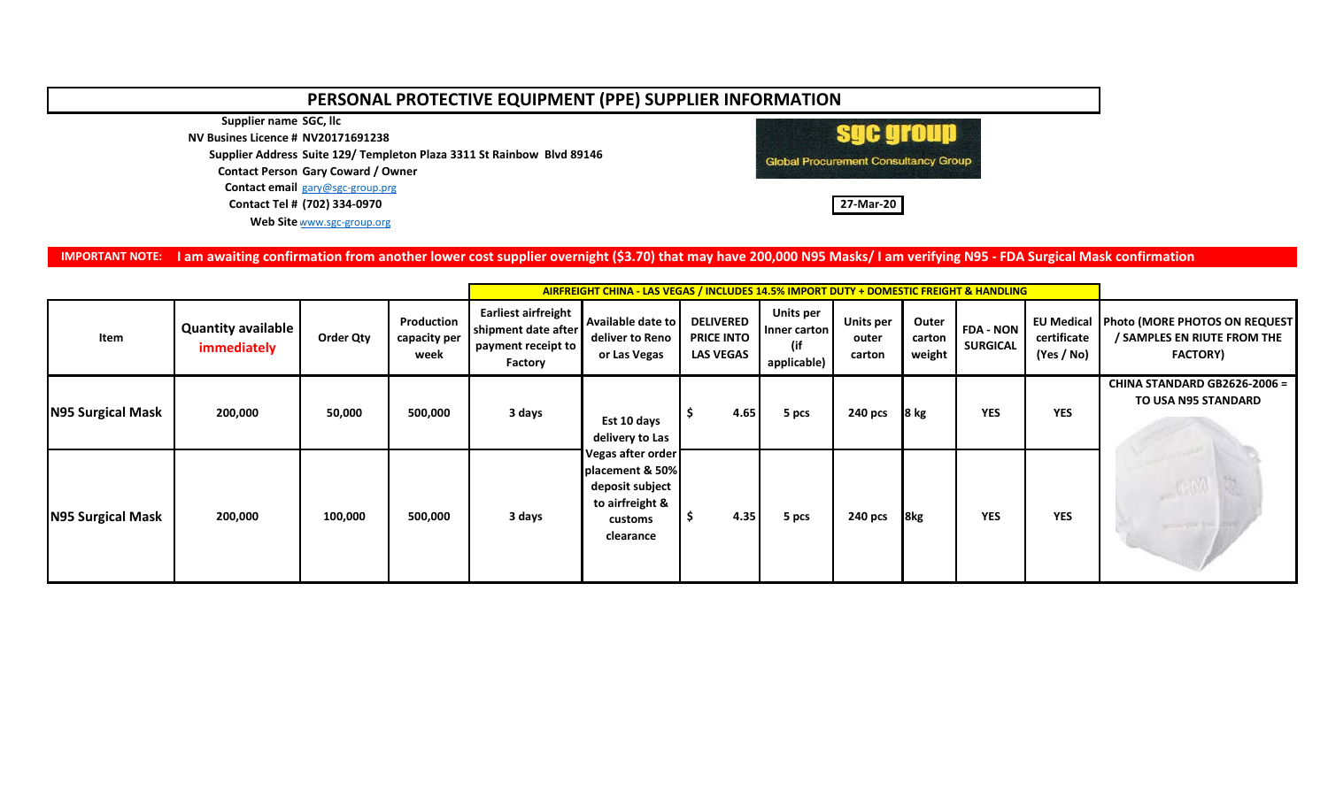# PERSONAL PROTECTIVE EQUIPMENT (PPE) SUPPLIER INFORMATION

**Supplier name** SGC, llc
**NV Busines Licence #** NV20171691238
**Supplier Address** Suite 129/ Templeton Plaza 3311 St Rainbow Blvd 89146
**Contact Person** Gary Coward / Owner
**Contact email** gary@sgc-group.prg
**Contact Tel #** (702) 334-0970
**Web Site** www.sgc-group.org

sgc group
Global Procurement Consultancy Group

27-Mar-20

**IMPORTANT NOTE:** I am awaiting confirmation from another lower cost supplier overnight ($3.70) that may have 200,000 N95 Masks/ I am verifying N95 - FDA Surgical Mask confirmation

| | | | | AIRFREIGHT CHINA - LAS VEGAS / INCLUDES 14.5% IMPORT DUTY + DOMESTIC FREIGHT & HANDLING | | | | | | | | |
|---|---|---|---|---|---|---|---|---|---|---|---|---|
| **Item** | **Quantity available immediately** | **Order Qty** | **Production capacity per week** | **Earliest airfreight shipment date after payment receipt to Factory** | **Available date to deliver to Reno or Las Vegas** | **DELIVERED PRICE INTO LAS VEGAS** | **Units per Inner carton (if applicable)** | **Units per outer carton** | **Outer carton weight** | **FDA - NON SURGICAL** | **EU Medical certificate (Yes / No)** | **Photo (MORE PHOTOS ON REQUEST / SAMPLES EN RIUTE FROM THE FACTORY)** |
| **N95 Surgical Mask** | 200,000 | 50,000 | 500,000 | 3 days | Est 10 days delivery to Las Vegas after order placement & 50% deposit subject to airfreight & customs clearance | $ 4.65 | 5 pcs | 240 pcs | 8 kg | YES | YES | CHINA STANDARD GB2626-2006 = TO USA N95 STANDARD |
| **N95 Surgical Mask** | 200,000 | 100,000 | 500,000 | 3 days | | $ 4.35 | 5 pcs | 240 pcs | 8kg | YES | YES | |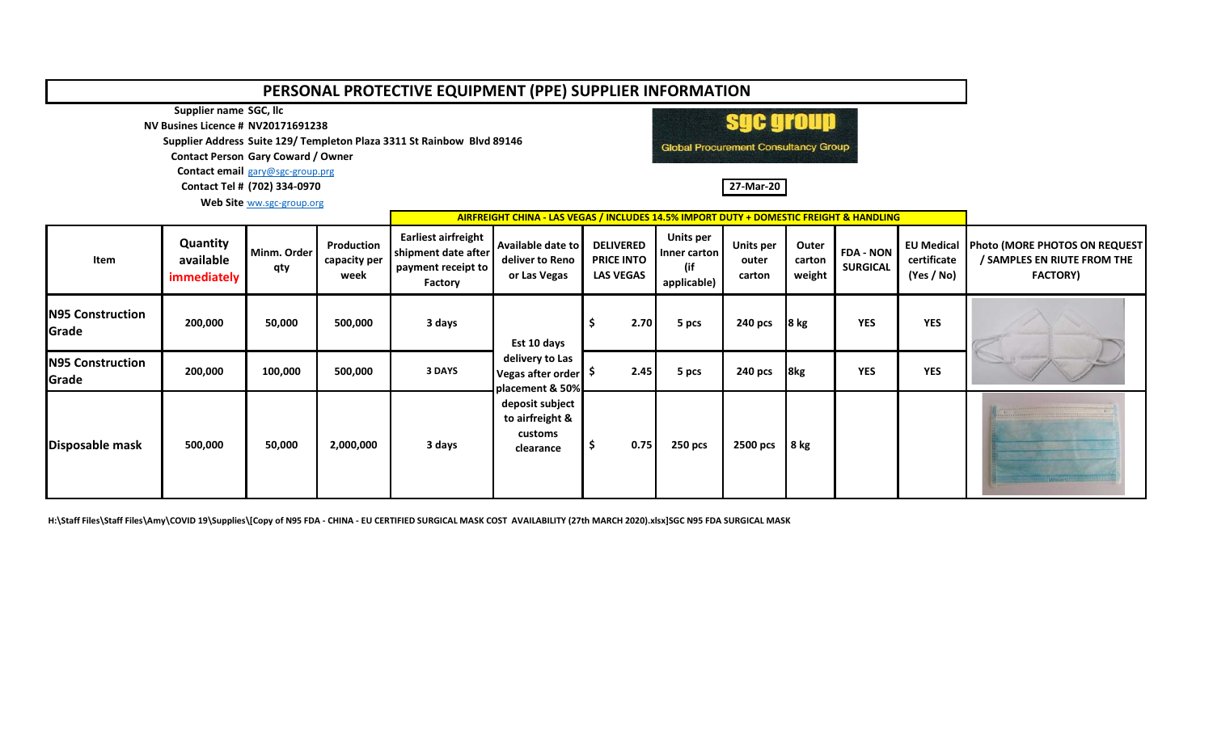# PERSONAL PROTECTIVE EQUIPMENT (PPE) SUPPLIER INFORMATION

**Supplier name** SGC, llc
**NV Busines Licence #** NV20171691238
**Supplier Address** Suite 129/ Templeton Plaza 3311 St Rainbow Blvd 89146
**Contact Person** Gary Coward / Owner
**Contact email** gary@sgc-group.prg
**Contact Tel #** (702) 334-0970
**Web Site** ww.sgc-group.org

sgc group
Global Procurement Consultancy Group

27-Mar-20

AIRFREIGHT CHINA - LAS VEGAS / INCLUDES 14.5% IMPORT DUTY + DOMESTIC FREIGHT & HANDLING

| Item | Quantity available immediately | Minm. Order qty | Production capacity per week | Earliest airfreight shipment date after payment receipt to Factory | Available date to deliver to Reno or Las Vegas | DELIVERED PRICE INTO LAS VEGAS | Units per Inner carton (if applicable) | Units per outer carton | Outer carton weight | FDA - NON SURGICAL | EU Medical certificate (Yes / No) | Photo (MORE PHOTOS ON REQUEST / SAMPLES EN RIUTE FROM THE FACTORY) |
|---|---|---|---|---|---|---|---|---|---|---|---|---|
| N95 Construction Grade | 200,000 | 50,000 | 500,000 | 3 days | Est 10 days delivery to Las Vegas after order placement & 50% deposit subject to airfreight & customs clearance | $ 2.70 | 5 pcs | 240 pcs | 8 kg | YES | YES | |
| N95 Construction Grade | 200,000 | 100,000 | 500,000 | 3 DAYS | | $ 2.45 | 5 pcs | 240 pcs | 8kg | YES | YES | |
| Disposable mask | 500,000 | 50,000 | 2,000,000 | 3 days | | $ 0.75 | 250 pcs | 2500 pcs | 8 kg | | | |

H:\Staff Files\Staff Files\Amy\COVID 19\Supplies\[Copy of N95 FDA - CHINA - EU CERTIFIED SURGICAL MASK COST AVAILABILITY (27th MARCH 2020).xlsx]SGC N95 FDA SURGICAL MASK